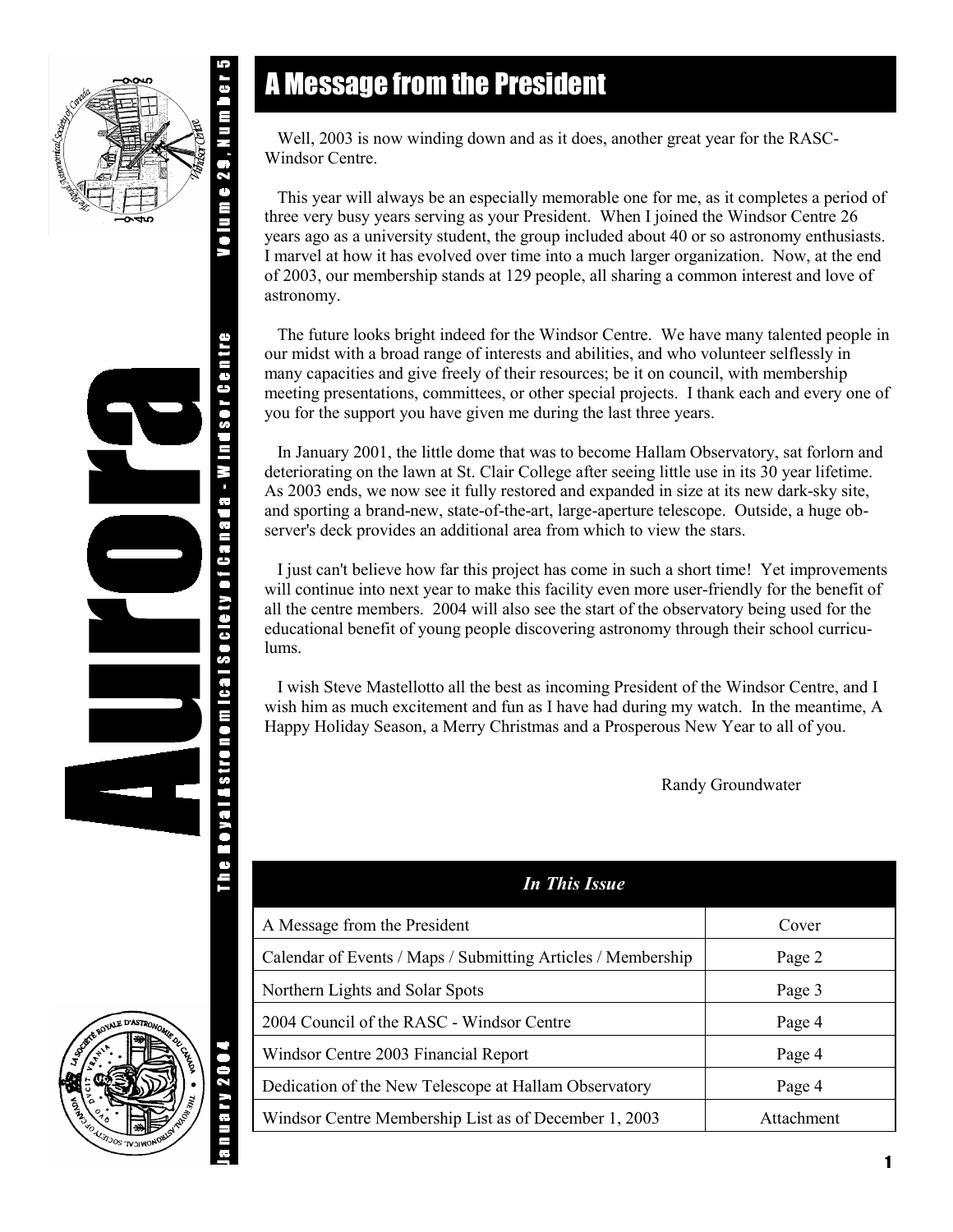# A Message from the President

Well, 2003 is now winding down and as it does, another great year for the RASC-Windsor Centre.

This year will always be an especially memorable one for me, as it completes a period of three very busy years serving as your President. When I joined the Windsor Centre 26 years ago as a university student, the group included about 40 or so astronomy enthusiasts. I marvel at how it has evolved over time into a much larger organization. Now, at the end of 2003, our membership stands at 129 people, all sharing a common interest and love of astronomy.

The future looks bright indeed for the Windsor Centre. We have many talented people in our midst with a broad range of interests and abilities, and who volunteer selflessly in many capacities and give freely of their resources; be it on council, with membership meeting presentations, committees, or other special projects. I thank each and every one of you for the support you have given me during the last three years.

In January 2001, the little dome that was to become Hallam Observatory, sat forlorn and deteriorating on the lawn at St. Clair College after seeing little use in its 30 year lifetime. As 2003 ends, we now see it fully restored and expanded in size at its new dark-sky site, and sporting a brand-new, state-of-the-art, large-aperture telescope. Outside, a huge observer's deck provides an additional area from which to view the stars.

I just can't believe how far this project has come in such a short time! Yet improvements will continue into next year to make this facility even more user-friendly for the benefit of all the centre members. 2004 will also see the start of the observatory being used for the educational benefit of young people discovering astronomy through their school curriculums.

I wish Steve Mastellotto all the best as incoming President of the Windsor Centre, and I wish him as much excitement and fun as I have had during my watch. In the meantime, A Happy Holiday Season, a Merry Christmas and a Prosperous New Year to all of you.

Randy Groundwater

| *In This Issue* | |
|---|---|
| A Message from the President | Cover |
| Calendar of Events / Maps / Submitting Articles / Membership | Page 2 |
| Northern Lights and Solar Spots | Page 3 |
| 2004 Council of the RASC - Windsor Centre | Page 4 |
| Windsor Centre 2003 Financial Report | Page 4 |
| Dedication of the New Telescope at Hallam Observatory | Page 4 |
| Windsor Centre Membership List as of December 1, 2003 | Attachment |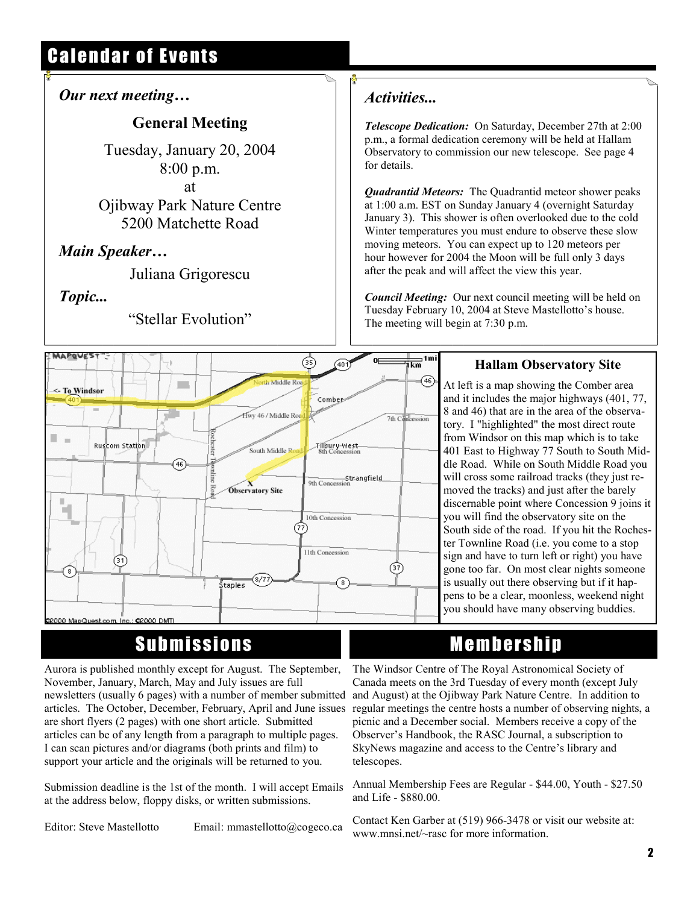# Calendar of Events

### *Our next meeting…*

**General Meeting**

Tuesday, January 20, 2004
8:00 p.m.
at
Ojibway Park Nature Centre
5200 Matchette Road

### *Main Speaker…*

Juliana Grigorescu

### *Topic...*

"Stellar Evolution"

### *Activities...*

***Telescope Dedication:*** On Saturday, December 27th at 2:00 p.m., a formal dedication ceremony will be held at Hallam Observatory to commission our new telescope. See page 4 for details.

***Quadrantid Meteors:*** The Quadrantid meteor shower peaks at 1:00 a.m. EST on Sunday January 4 (overnight Saturday January 3). This shower is often overlooked due to the cold Winter temperatures you must endure to observe these slow moving meteors. You can expect up to 120 meteors per hour however for 2004 the Moon will be full only 3 days after the peak and will affect the view this year.

***Council Meeting:*** Our next council meeting will be held on Tuesday February 10, 2004 at Steve Mastellotto's house. The meeting will begin at 7:30 p.m.

### Hallam Observatory Site

At left is a map showing the Comber area and it includes the major highways (401, 77, 8 and 46) that are in the area of the observatory. I "highlighted" the most direct route from Windsor on this map which is to take 401 East to Highway 77 South to South Middle Road. While on South Middle Road you will cross some railroad tracks (they just removed the tracks) and just after the barely discernable point where Concession 9 joins it you will find the observatory site on the South side of the road. If you hit the Rochester Townline Road (i.e. you come to a stop sign and have to turn left or right) you have gone too far. On most clear nights someone is usually out there observing but if it happens to be a clear, moonless, weekend night you should have many observing buddies.

# Submissions

Aurora is published monthly except for August. The September, November, January, March, May and July issues are full newsletters (usually 6 pages) with a number of member submitted articles. The October, December, February, April and June issues are short flyers (2 pages) with one short article. Submitted articles can be of any length from a paragraph to multiple pages. I can scan pictures and/or diagrams (both prints and film) to support your article and the originals will be returned to you.

Submission deadline is the 1st of the month. I will accept Emails at the address below, floppy disks, or written submissions.

Editor: Steve Mastellotto    Email: mmastellotto@cogeco.ca

# Membership

The Windsor Centre of The Royal Astronomical Society of Canada meets on the 3rd Tuesday of every month (except July and August) at the Ojibway Park Nature Centre. In addition to regular meetings the centre hosts a number of observing nights, a picnic and a December social. Members receive a copy of the Observer's Handbook, the RASC Journal, a subscription to SkyNews magazine and access to the Centre's library and telescopes.

Annual Membership Fees are Regular - $44.00, Youth - $27.50 and Life - $880.00.

Contact Ken Garber at (519) 966-3478 or visit our website at: www.mnsi.net/~rasc for more information.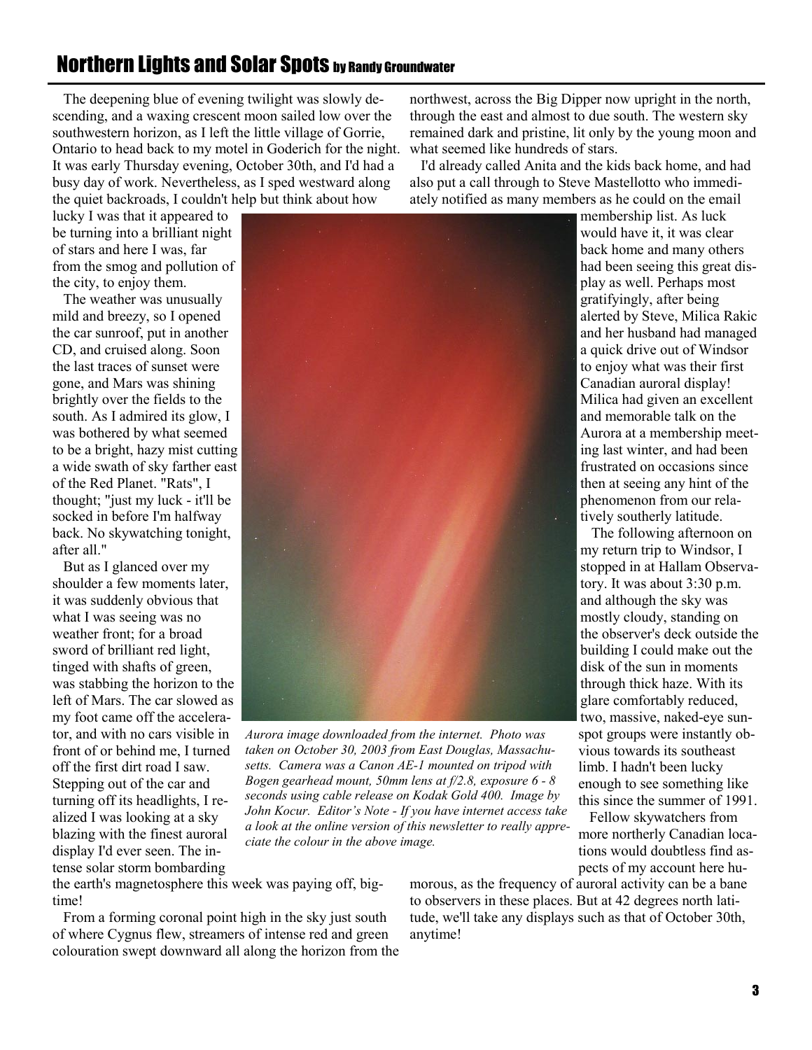## Northern Lights and Solar Spots by Randy Groundwater

The deepening blue of evening twilight was slowly descending, and a waxing crescent moon sailed low over the southwestern horizon, as I left the little village of Gorrie, Ontario to head back to my motel in Goderich for the night. It was early Thursday evening, October 30th, and I'd had a busy day of work. Nevertheless, as I sped westward along the quiet backroads, I couldn't help but think about how lucky I was that it appeared to be turning into a brilliant night of stars and here I was, far from the smog and pollution of the city, to enjoy them.

The weather was unusually mild and breezy, so I opened the car sunroof, put in another CD, and cruised along. Soon the last traces of sunset were gone, and Mars was shining brightly over the fields to the south. As I admired its glow, I was bothered by what seemed to be a bright, hazy mist cutting a wide swath of sky farther east of the Red Planet. "Rats", I thought; "just my luck - it'll be socked in before I'm halfway back. No skywatching tonight, after all."

But as I glanced over my shoulder a few moments later, it was suddenly obvious that what I was seeing was no weather front; for a broad sword of brilliant red light, tinged with shafts of green, was stabbing the horizon to the left of Mars. The car slowed as my foot came off the accelerator, and with no cars visible in front of or behind me, I turned off the first dirt road I saw. Stepping out of the car and turning off its headlights, I realized I was looking at a sky blazing with the finest auroral display I'd ever seen. The intense solar storm bombarding the earth's magnetosphere this week was paying off, big-time!

*Aurora image downloaded from the internet. Photo was taken on October 30, 2003 from East Douglas, Massachusetts. Camera was a Canon AE-1 mounted on tripod with Bogen gearhead mount, 50mm lens at f/2.8, exposure 6 - 8 seconds using cable release on Kodak Gold 400. Image by John Kocur. Editor's Note - If you have internet access take a look at the online version of this newsletter to really appreciate the colour in the above image.*

From a forming coronal point high in the sky just south of where Cygnus flew, streamers of intense red and green colouration swept downward all along the horizon from the northwest, across the Big Dipper now upright in the north, through the east and almost to due south. The western sky remained dark and pristine, lit only by the young moon and what seemed like hundreds of stars.

I'd already called Anita and the kids back home, and had also put a call through to Steve Mastellotto who immediately notified as many members as he could on the email membership list. As luck would have it, it was clear back home and many others had been seeing this great display as well. Perhaps most gratifyingly, after being alerted by Steve, Milica Rakic and her husband had managed a quick drive out of Windsor to enjoy what was their first Canadian auroral display! Milica had given an excellent and memorable talk on the Aurora at a membership meeting last winter, and had been frustrated on occasions since then at seeing any hint of the phenomenon from our relatively southerly latitude.

The following afternoon on my return trip to Windsor, I stopped in at Hallam Observatory. It was about 3:30 p.m. and although the sky was mostly cloudy, standing on the observer's deck outside the building I could make out the disk of the sun in moments through thick haze. With its glare comfortably reduced, two, massive, naked-eye sunspot groups were instantly obvious towards its southeast limb. I hadn't been lucky enough to see something like this since the summer of 1991.

Fellow skywatchers from more northerly Canadian locations would doubtless find aspects of my account here humorous, as the frequency of auroral activity can be a bane to observers in these places. But at 42 degrees north latitude, we'll take any displays such as that of October 30th, anytime!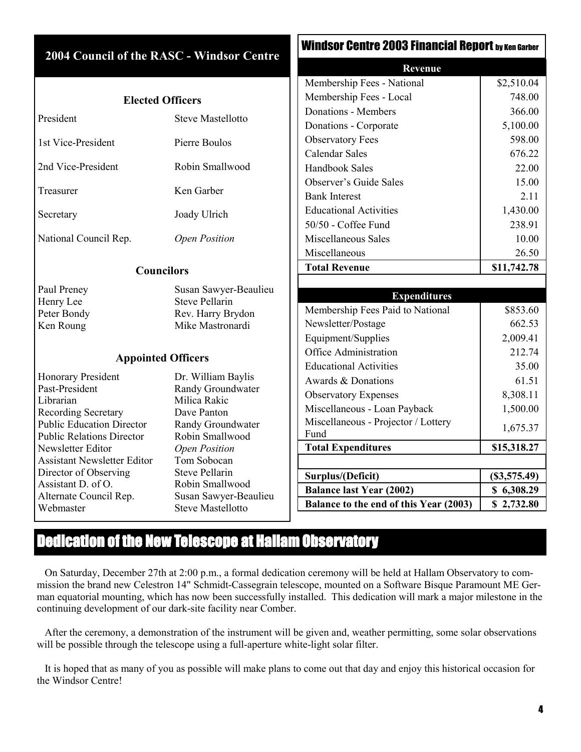## 2004 Council of the RASC - Windsor Centre

### Elected Officers

| | |
|---|---|
| President | Steve Mastellotto |
| 1st Vice-President | Pierre Boulos |
| 2nd Vice-President | Robin Smallwood |
| Treasurer | Ken Garber |
| Secretary | Joady Ulrich |
| National Council Rep. | *Open Position* |

### Councilors

| | |
|---|---|
| Paul Preney | Susan Sawyer-Beaulieu |
| Henry Lee | Steve Pellarin |
| Peter Bondy | Rev. Harry Brydon |
| Ken Roung | Mike Mastronardi |

### Appointed Officers

| | |
|---|---|
| Honorary President | Dr. William Baylis |
| Past-President | Randy Groundwater |
| Librarian | Milica Rakic |
| Recording Secretary | Dave Panton |
| Public Education Director | Randy Groundwater |
| Public Relations Director | Robin Smallwood |
| Newsletter Editor | *Open Position* |
| Assistant Newsletter Editor | Tom Sobocan |
| Director of Observing | Steve Pellarin |
| Assistant D. of O. | Robin Smallwood |
| Alternate Council Rep. | Susan Sawyer-Beaulieu |
| Webmaster | Steve Mastellotto |

## Windsor Centre 2003 Financial Report by Ken Garber

| Revenue | |
|---|---|
| Membership Fees - National | $2,510.04 |
| Membership Fees - Local | 748.00 |
| Donations - Members | 366.00 |
| Donations - Corporate | 5,100.00 |
| Observatory Fees | 598.00 |
| Calendar Sales | 676.22 |
| Handbook Sales | 22.00 |
| Observer's Guide Sales | 15.00 |
| Bank Interest | 2.11 |
| Educational Activities | 1,430.00 |
| 50/50 - Coffee Fund | 238.91 |
| Miscellaneous Sales | 10.00 |
| Miscellaneous | 26.50 |
| **Total Revenue** | **$11,742.78** |

| Expenditures | |
|---|---|
| Membership Fees Paid to National | $853.60 |
| Newsletter/Postage | 662.53 |
| Equipment/Supplies | 2,009.41 |
| Office Administration | 212.74 |
| Educational Activities | 35.00 |
| Awards & Donations | 61.51 |
| Observatory Expenses | 8,308.11 |
| Miscellaneous - Loan Payback | 1,500.00 |
| Miscellaneous - Projector / Lottery Fund | 1,675.37 |
| **Total Expenditures** | **$15,318.27** |

| | |
|---|---|
| **Surplus/(Deficit)** | **($3,575.49)** |
| **Balance last Year (2002)** | **$ 6,308.29** |
| **Balance to the end of this Year (2003)** | **$ 2,732.80** |

## Dedication of the New Telescope at Hallam Observatory

On Saturday, December 27th at 2:00 p.m., a formal dedication ceremony will be held at Hallam Observatory to commission the brand new Celestron 14" Schmidt-Cassegrain telescope, mounted on a Software Bisque Paramount ME German equatorial mounting, which has now been successfully installed. This dedication will mark a major milestone in the continuing development of our dark-site facility near Comber.

After the ceremony, a demonstration of the instrument will be given and, weather permitting, some solar observations will be possible through the telescope using a full-aperture white-light solar filter.

It is hoped that as many of you as possible will make plans to come out that day and enjoy this historical occasion for the Windsor Centre!